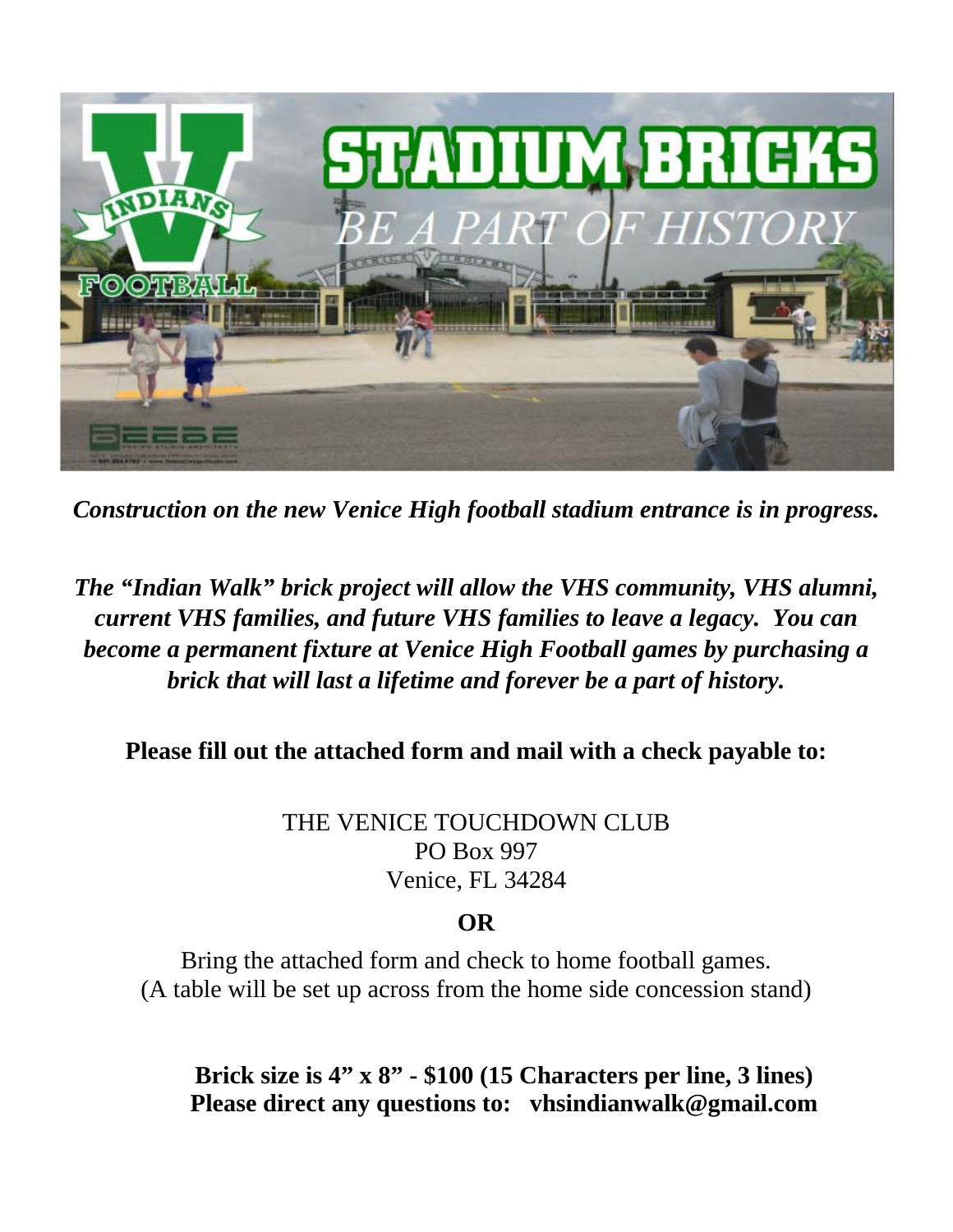# STADIUM BRICKS

## BE A PART OF HISTORY

***Construction on the new Venice High football stadium entrance is in progress.***

***The "Indian Walk" brick project will allow the VHS community, VHS alumni, current VHS families, and future VHS families to leave a legacy. You can become a permanent fixture at Venice High Football games by purchasing a brick that will last a lifetime and forever be a part of history.***

**Please fill out the attached form and mail with a check payable to:**

THE VENICE TOUCHDOWN CLUB
PO Box 997
Venice, FL 34284

**OR**

Bring the attached form and check to home football games.
(A table will be set up across from the home side concession stand)

**Brick size is 4" x 8" - $100 (15 Characters per line, 3 lines)**
**Please direct any questions to: vhsindianwalk@gmail.com**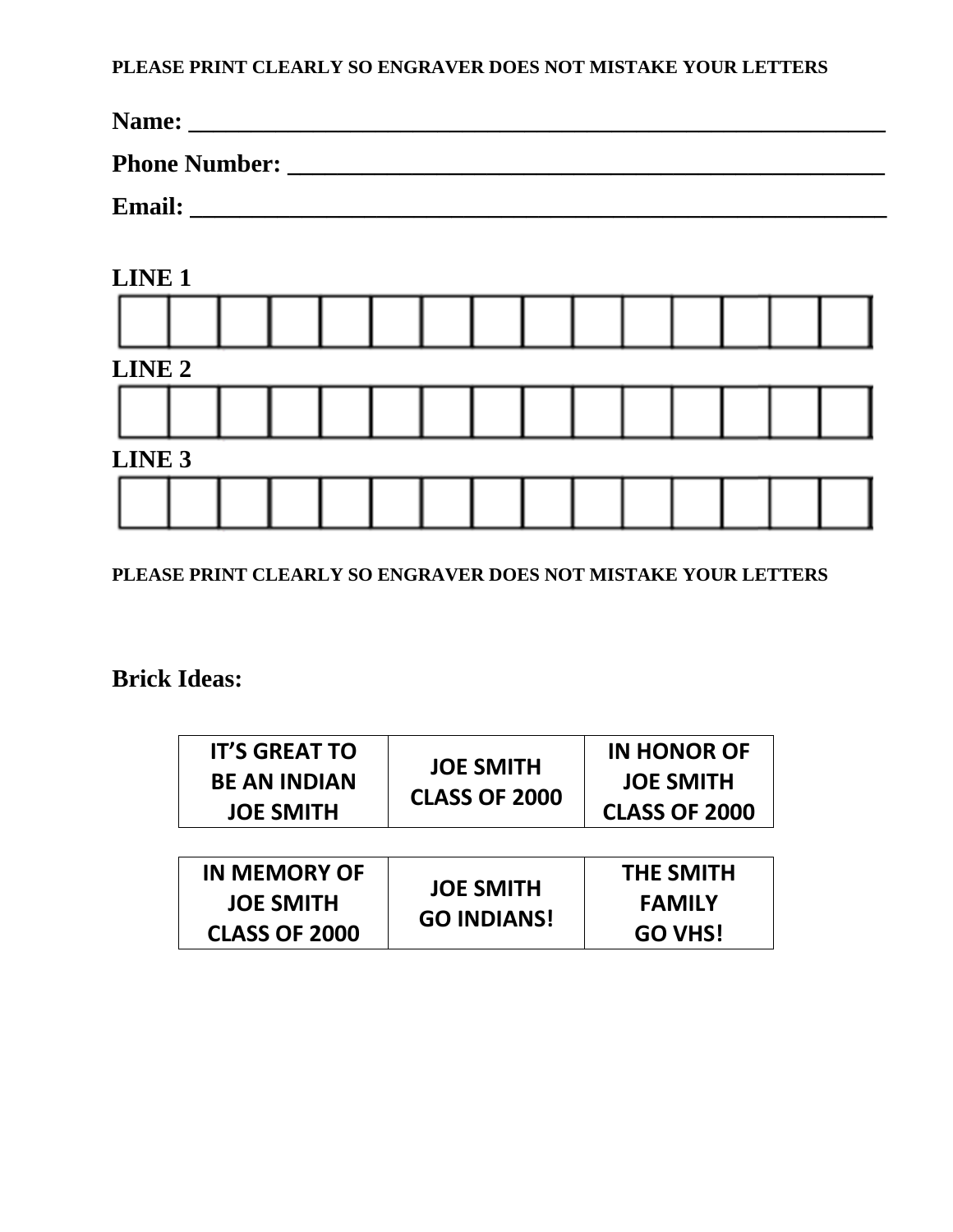**PLEASE PRINT CLEARLY SO ENGRAVER DOES NOT MISTAKE YOUR LETTERS**

**Name:** ____________________________________________________________

**Phone Number:** _____________________________________________________

**Email:** ____________________________________________________________

**LINE 1**

| | | | | | | | | | | | | | | |
|---|---|---|---|---|---|---|---|---|---|---|---|---|---|---|
| | | | | | | | | | | | | | | |

**LINE 2**

| | | | | | | | | | | | | | | |
|---|---|---|---|---|---|---|---|---|---|---|---|---|---|---|
| | | | | | | | | | | | | | | |

**LINE 3**

| | | | | | | | | | | | | | | |
|---|---|---|---|---|---|---|---|---|---|---|---|---|---|---|
| | | | | | | | | | | | | | | |

**PLEASE PRINT CLEARLY SO ENGRAVER DOES NOT MISTAKE YOUR LETTERS**

## Brick Ideas:

| | | |
|---|---|---|
| **IT'S GREAT TO BE AN INDIAN JOE SMITH** | **JOE SMITH CLASS OF 2000** | **IN HONOR OF JOE SMITH CLASS OF 2000** |

| | | |
|---|---|---|
| **IN MEMORY OF JOE SMITH CLASS OF 2000** | **JOE SMITH GO INDIANS!** | **THE SMITH FAMILY GO VHS!** |